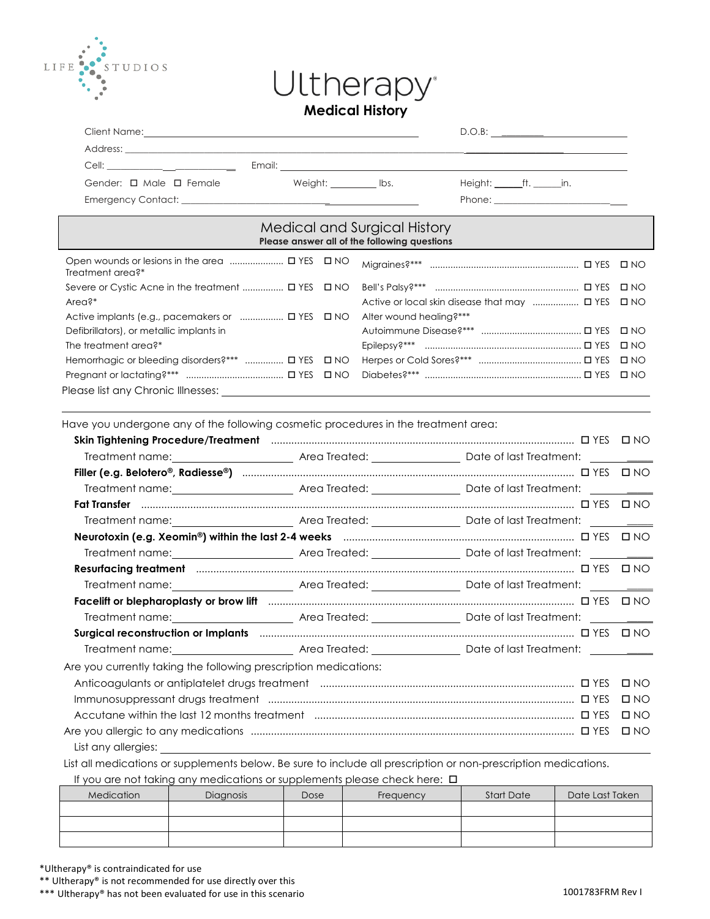LIFE STUDIOS

# Ultherapy®

## Medical History

Client Name: ______________________________ D.O.B: ______________

Address: ________________________________________________________

Cell: ______________ Email: ______________________________________

Gender: ☐ Male ☐ Female Weight: _________ lbs. Height: _____ft. _____in.

Emergency Contact: ______________________________ Phone: ______________

## Medical and Surgical History

**Please answer all of the following questions**

Open wounds or lesions in the area Treatment area?* ☐ YES ☐ NO

Severe or Cystic Acne in the treatment Area?* ☐ YES ☐ NO

Active implants (e.g., pacemakers or Defibrillators), or metallic implants in The treatment area?* ☐ YES ☐ NO

Hemorrhagic or bleeding disorders?*** ☐ YES ☐ NO

Pregnant or lactating?*** ☐ YES ☐ NO

Migraines?*** ☐ YES ☐ NO

Bell's Palsy?*** ☐ YES ☐ NO

Active or local skin disease that may Alter wound healing?*** ☐ YES ☐ NO

Autoimmune Disease?*** ☐ YES ☐ NO

Epilepsy?*** ☐ YES ☐ NO

Herpes or Cold Sores?*** ☐ YES ☐ NO

Diabetes?*** ☐ YES ☐ NO

Please list any Chronic Illnesses: ________________________________________

Have you undergone any of the following cosmetic procedures in the treatment area:

**Skin Tightening Procedure/Treatment** ☐ YES ☐ NO

Treatment name: ____________ Area Treated: ____________ Date of last Treatment: ____________

**Filler (e.g. Belotero®, Radiesse®)** ☐ YES ☐ NO

Treatment name: ____________ Area Treated: ____________ Date of last Treatment: ____________

**Fat Transfer** ☐ YES ☐ NO

Treatment name: ____________ Area Treated: ____________ Date of last Treatment: ____________

**Neurotoxin (e.g. Xeomin®) within the last 2-4 weeks** ☐ YES ☐ NO

Treatment name: ____________ Area Treated: ____________ Date of last Treatment: ____________

**Resurfacing treatment** ☐ YES ☐ NO

Treatment name: ____________ Area Treated: ____________ Date of last Treatment: ____________

**Facelift or blepharoplasty or brow lift** ☐ YES ☐ NO

Treatment name: ____________ Area Treated: ____________ Date of last Treatment: ____________

**Surgical reconstruction or Implants** ☐ YES ☐ NO

Treatment name: ____________ Area Treated: ____________ Date of last Treatment: ____________

Are you currently taking the following prescription medications:

Anticoagulants or antiplatelet drugs treatment ☐ YES ☐ NO

Immunosuppressant drugs treatment ☐ YES ☐ NO

Accutane within the last 12 months treatment ☐ YES ☐ NO

Are you allergic to any medications ☐ YES ☐ NO

List any allergies: ________________________________________

List all medications or supplements below. Be sure to include all prescription or non-prescription medications.

If you are not taking any medications or supplements please check here: ☐

| Medication | Diagnosis | Dose | Frequency | Start Date | Date Last Taken |
|---|---|---|---|---|---|
| | | | | | |
| | | | | | |
| | | | | | |

*Ultherapy® is contraindicated for use

** Ultherapy® is not recommended for use directly over this

*** Ultherapy® has not been evaluated for use in this scenario

1001783FRM Rev I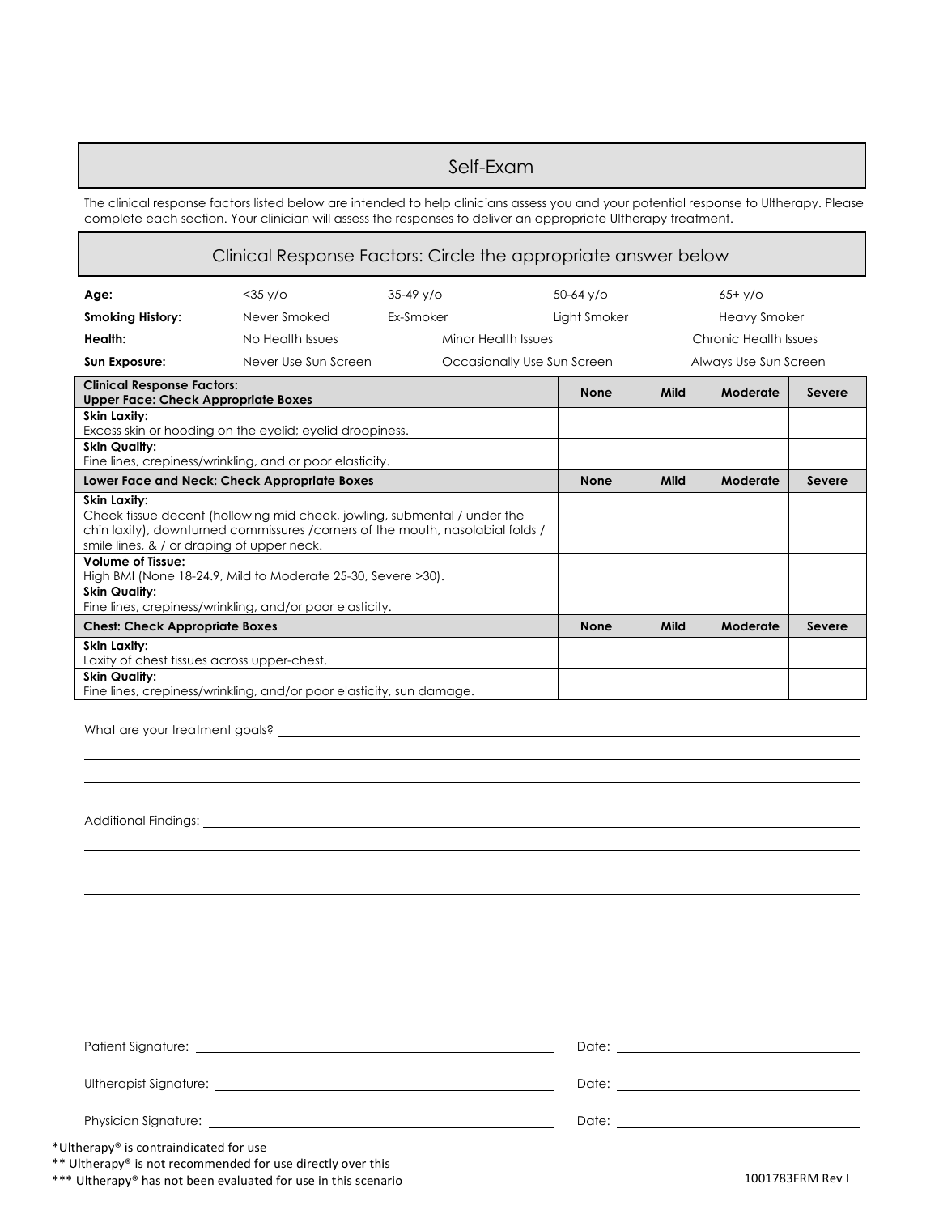## Self-Exam

The clinical response factors listed below are intended to help clinicians assess you and your potential response to Ultherapy. Please complete each section. Your clinician will assess the responses to deliver an appropriate Ultherapy treatment.

## Clinical Response Factors: Circle the appropriate answer below

| | | | | |
|---|---|---|---|---|
| **Age:** | <35 y/o | 35-49 y/o | 50-64 y/o | 65+ y/o |
| **Smoking History:** | Never Smoked | Ex-Smoker | Light Smoker | Heavy Smoker |
| **Health:** | No Health Issues | Minor Health Issues | | Chronic Health Issues |
| **Sun Exposure:** | Never Use Sun Screen | Occasionally Use Sun Screen | | Always Use Sun Screen |

| **Clinical Response Factors: Upper Face: Check Appropriate Boxes** | **None** | **Mild** | **Moderate** | **Severe** |
|---|---|---|---|---|
| **Skin Laxity:** Excess skin or hooding on the eyelid; eyelid droopiness. | | | | |
| **Skin Quality:** Fine lines, crepiness/wrinkling, and or poor elasticity. | | | | |
| **Lower Face and Neck: Check Appropriate Boxes** | **None** | **Mild** | **Moderate** | **Severe** |
| **Skin Laxity:** Cheek tissue decent (hollowing mid cheek, jowling, submental / under the chin laxity), downturned commissures /corners of the mouth, nasolabial folds / smile lines, & / or draping of upper neck. | | | | |
| **Volume of Tissue:** High BMI (None 18-24.9, Mild to Moderate 25-30, Severe >30). | | | | |
| **Skin Quality:** Fine lines, crepiness/wrinkling, and/or poor elasticity. | | | | |
| **Chest: Check Appropriate Boxes** | **None** | **Mild** | **Moderate** | **Severe** |
| **Skin Laxity:** Laxity of chest tissues across upper-chest. | | | | |
| **Skin Quality:** Fine lines, crepiness/wrinkling, and/or poor elasticity, sun damage. | | | | |

What are your treatment goals? ______________________________________________

______________________________________________

______________________________________________

Additional Findings: ______________________________________________

______________________________________________

______________________________________________

______________________________________________

Patient Signature: ______________________ Date: ______________________

Ultherapist Signature: ______________________ Date: ______________________

Physician Signature: ______________________ Date: ______________________

*Ultherapy® is contraindicated for use
** Ultherapy® is not recommended for use directly over this
*** Ultherapy® has not been evaluated for use in this scenario

1001783FRM Rev I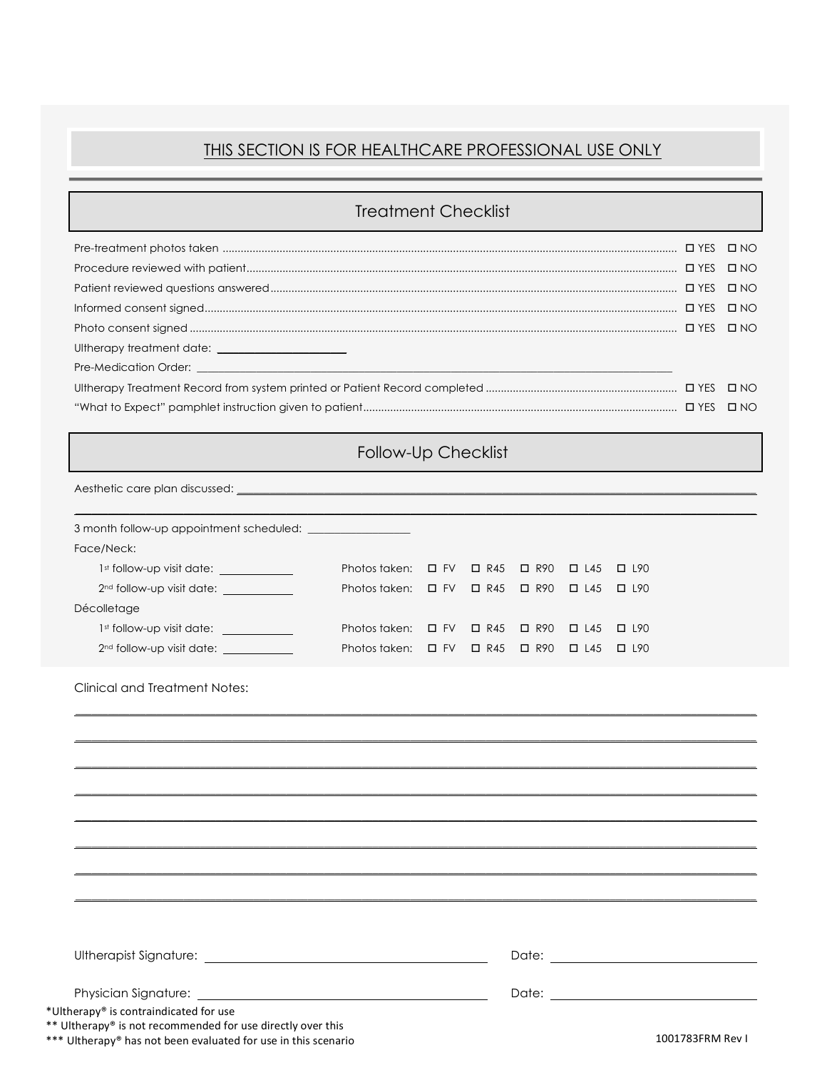## THIS SECTION IS FOR HEALTHCARE PROFESSIONAL USE ONLY

### Treatment Checklist

Pre-treatment photos taken .......... ☐ YES ☐ NO

Procedure reviewed with patient.......... ☐ YES ☐ NO

Patient reviewed questions answered.......... ☐ YES ☐ NO

Informed consent signed.......... ☐ YES ☐ NO

Photo consent signed .......... ☐ YES ☐ NO

Ultherapy treatment date: ____________________

Pre-Medication Order: ______________________________________________________________________________

Ultherapy Treatment Record from system printed or Patient Record completed .......... ☐ YES ☐ NO

"What to Expect" pamphlet instruction given to patient.......... ☐ YES ☐ NO

### Follow-Up Checklist

Aesthetic care plan discussed: ______________________________________________________________________________

______________________________________________________________________________

3 month follow-up appointment scheduled: ________________

Face/Neck:

1st follow-up visit date: ____________ Photos taken: ☐ FV ☐ R45 ☐ R90 ☐ L45 ☐ L90

2nd follow-up visit date: ____________ Photos taken: ☐ FV ☐ R45 ☐ R90 ☐ L45 ☐ L90

Décolletage

1st follow-up visit date: ____________ Photos taken: ☐ FV ☐ R45 ☐ R90 ☐ L45 ☐ L90

2nd follow-up visit date: ____________ Photos taken: ☐ FV ☐ R45 ☐ R90 ☐ L45 ☐ L90

Clinical and Treatment Notes:

______________________________________________________________________________

______________________________________________________________________________

______________________________________________________________________________

______________________________________________________________________________

______________________________________________________________________________

______________________________________________________________________________

______________________________________________________________________________

______________________________________________________________________________

Ultherapist Signature: ________________________________ Date: ____________________

Physician Signature: ________________________________ Date: ____________________

*Ultherapy® is contraindicated for use

** Ultherapy® is not recommended for use directly over this

*** Ultherapy® has not been evaluated for use in this scenario

1001783FRM Rev I